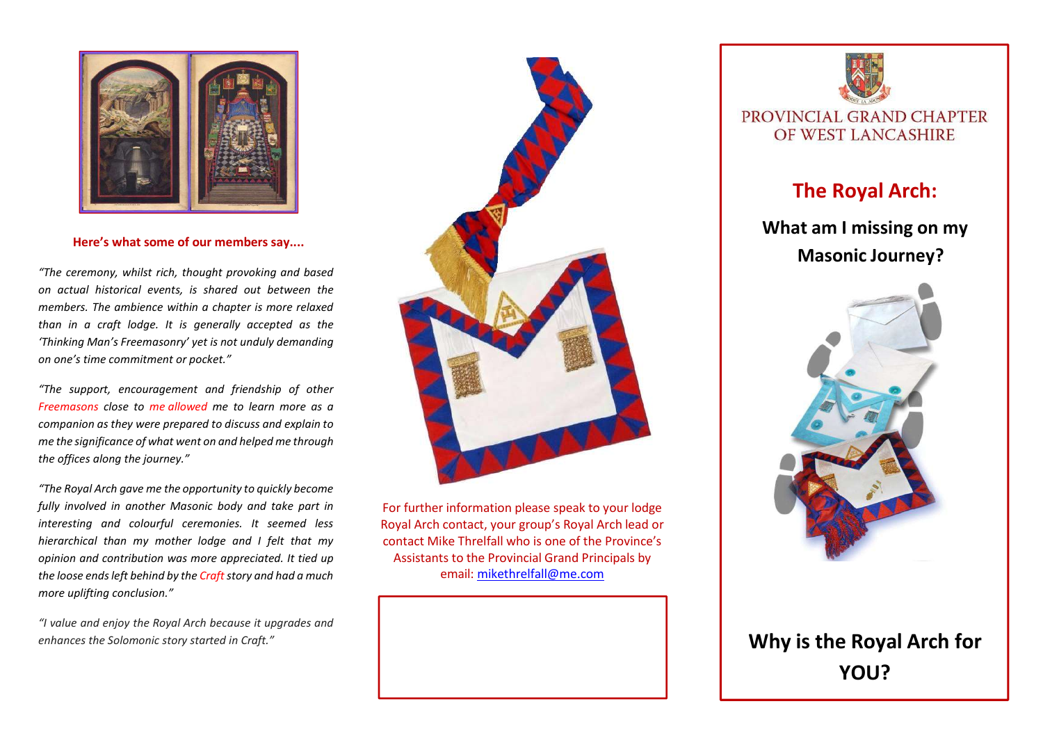**Here's what some of our members say....**

*"The ceremony, whilst rich, thought provoking and based on actual historical events, is shared out between the members. The ambience within a chapter is more relaxed than in a craft lodge. It is generally accepted as the 'Thinking Man's Freemasonry' yet is not unduly demanding on one's time commitment or pocket."*

*"The support, encouragement and friendship of other Freemasons close to me allowed me to learn more as a companion as they were prepared to discuss and explain to me the significance of what went on and helped me through the offices along the journey."*

*"The Royal Arch gave me the opportunity to quickly become fully involved in another Masonic body and take part in interesting and colourful ceremonies. It seemed less hierarchical than my mother lodge and I felt that my opinion and contribution was more appreciated. It tied up the loose ends left behind by the Craft story and had a much more uplifting conclusion."*

*"I value and enjoy the Royal Arch because it upgrades and enhances the Solomonic story started in Craft."*

For further information please speak to your lodge Royal Arch contact, your group's Royal Arch lead or contact Mike Threlfall who is one of the Province's Assistants to the Provincial Grand Principals by email: mikethrelfall@me.com

PROVINCIAL GRAND CHAPTER OF WEST LANCASHIRE

# The Royal Arch:

## What am I missing on my Masonic Journey?

## Why is the Royal Arch for YOU?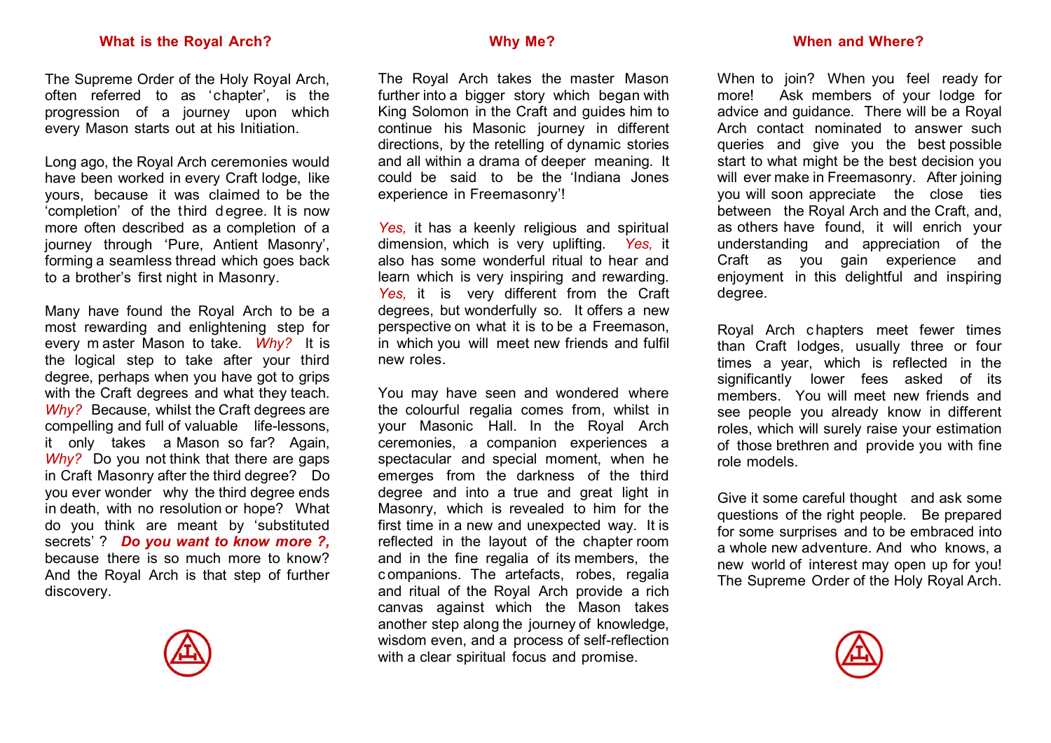## What is the Royal Arch?

The Supreme Order of the Holy Royal Arch, often referred to as 'chapter', is the progression of a journey upon which every Mason starts out at his Initiation.

Long ago, the Royal Arch ceremonies would have been worked in every Craft lodge, like yours, because it was claimed to be the 'completion' of the third degree. It is now more often described as a completion of a journey through 'Pure, Antient Masonry', forming a seamless thread which goes back to a brother's first night in Masonry.

Many have found the Royal Arch to be a most rewarding and enlightening step for every master Mason to take. *Why?* It is the logical step to take after your third degree, perhaps when you have got to grips with the Craft degrees and what they teach. *Why?* Because, whilst the Craft degrees are compelling and full of valuable life-lessons, it only takes a Mason so far? Again, *Why?* Do you not think that there are gaps in Craft Masonry after the third degree? Do you ever wonder why the third degree ends in death, with no resolution or hope? What do you think are meant by 'substituted secrets' ? ***Do you want to know more ?,*** because there is so much more to know? And the Royal Arch is that step of further discovery.

## Why Me?

The Royal Arch takes the master Mason further into a bigger story which began with King Solomon in the Craft and guides him to continue his Masonic journey in different directions, by the retelling of dynamic stories and all within a drama of deeper meaning. It could be said to be the 'Indiana Jones experience in Freemasonry'!

*Yes,* it has a keenly religious and spiritual dimension, which is very uplifting. *Yes,* it also has some wonderful ritual to hear and learn which is very inspiring and rewarding. *Yes,* it is very different from the Craft degrees, but wonderfully so. It offers a new perspective on what it is to be a Freemason, in which you will meet new friends and fulfil new roles.

You may have seen and wondered where the colourful regalia comes from, whilst in your Masonic Hall. In the Royal Arch ceremonies, a companion experiences a spectacular and special moment, when he emerges from the darkness of the third degree and into a true and great light in Masonry, which is revealed to him for the first time in a new and unexpected way. It is reflected in the layout of the chapter room and in the fine regalia of its members, the companions. The artefacts, robes, regalia and ritual of the Royal Arch provide a rich canvas against which the Mason takes another step along the journey of knowledge, wisdom even, and a process of self-reflection with a clear spiritual focus and promise.

## When and Where?

When to join? When you feel ready for more! Ask members of your lodge for advice and guidance. There will be a Royal Arch contact nominated to answer such queries and give you the best possible start to what might be the best decision you will ever make in Freemasonry. After joining you will soon appreciate the close ties between the Royal Arch and the Craft, and, as others have found, it will enrich your understanding and appreciation of the Craft as you gain experience and enjoyment in this delightful and inspiring degree.

Royal Arch chapters meet fewer times than Craft lodges, usually three or four times a year, which is reflected in the significantly lower fees asked of its members. You will meet new friends and see people you already know in different roles, which will surely raise your estimation of those brethren and provide you with fine role models.

Give it some careful thought and ask some questions of the right people. Be prepared for some surprises and to be embraced into a whole new adventure. And who knows, a new world of interest may open up for you! The Supreme Order of the Holy Royal Arch.